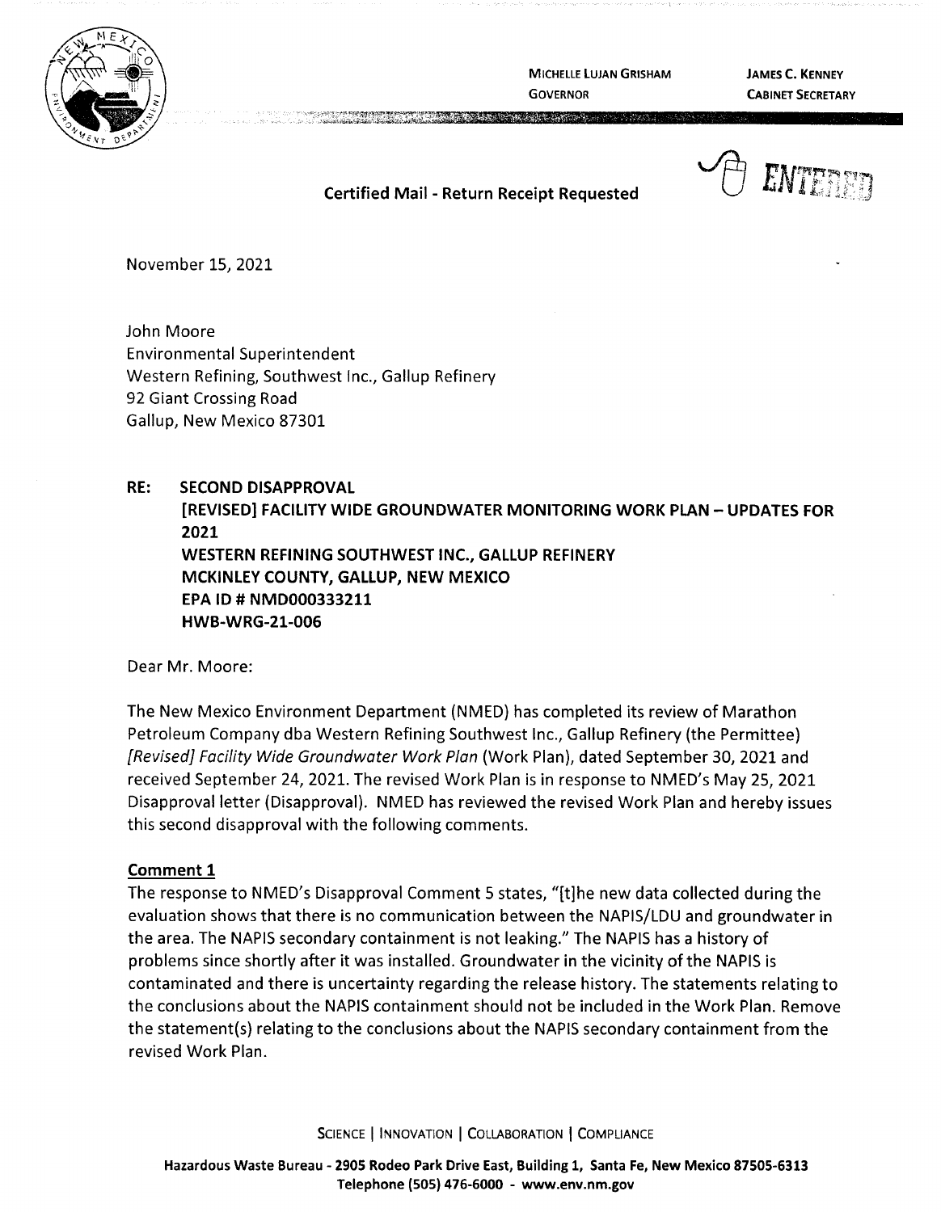MICHELLE LUJAN GRISHAM
GOVERNOR

JAMES C. KENNEY
CABINET SECRETARY

ENTERED

**Certified Mail - Return Receipt Requested**

November 15, 2021

John Moore
Environmental Superintendent
Western Refining, Southwest Inc., Gallup Refinery
92 Giant Crossing Road
Gallup, New Mexico 87301

**RE: SECOND DISAPPROVAL**
**[REVISED] FACILITY WIDE GROUNDWATER MONITORING WORK PLAN – UPDATES FOR 2021**
**WESTERN REFINING SOUTHWEST INC., GALLUP REFINERY**
**MCKINLEY COUNTY, GALLUP, NEW MEXICO**
**EPA ID # NMD000333211**
**HWB-WRG-21-006**

Dear Mr. Moore:

The New Mexico Environment Department (NMED) has completed its review of Marathon Petroleum Company dba Western Refining Southwest Inc., Gallup Refinery (the Permittee) *[Revised] Facility Wide Groundwater Work Plan* (Work Plan), dated September 30, 2021 and received September 24, 2021. The revised Work Plan is in response to NMED's May 25, 2021 Disapproval letter (Disapproval). NMED has reviewed the revised Work Plan and hereby issues this second disapproval with the following comments.

**Comment 1**

The response to NMED's Disapproval Comment 5 states, "[t]he new data collected during the evaluation shows that there is no communication between the NAPIS/LDU and groundwater in the area. The NAPIS secondary containment is not leaking." The NAPIS has a history of problems since shortly after it was installed. Groundwater in the vicinity of the NAPIS is contaminated and there is uncertainty regarding the release history. The statements relating to the conclusions about the NAPIS containment should not be included in the Work Plan. Remove the statement(s) relating to the conclusions about the NAPIS secondary containment from the revised Work Plan.

SCIENCE | INNOVATION | COLLABORATION | COMPLIANCE

Hazardous Waste Bureau - 2905 Rodeo Park Drive East, Building 1, Santa Fe, New Mexico 87505-6313
Telephone (505) 476-6000 - www.env.nm.gov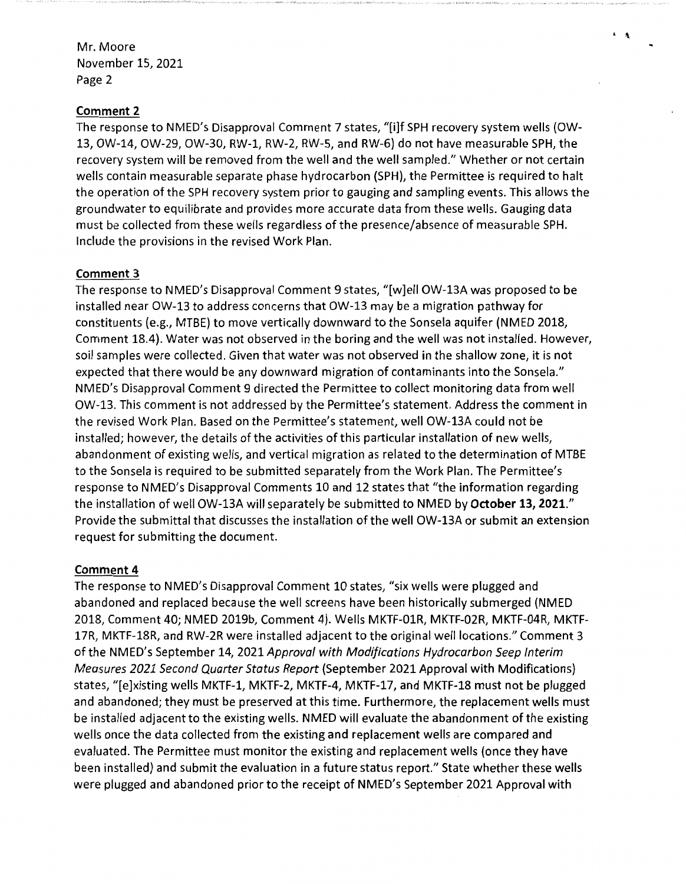## Comment 2

The response to NMED's Disapproval Comment 7 states, "[i]f SPH recovery system wells (OW-13, OW-14, OW-29, OW-30, RW-1, RW-2, RW-5, and RW-6) do not have measurable SPH, the recovery system will be removed from the well and the well sampled." Whether or not certain wells contain measurable separate phase hydrocarbon (SPH), the Permittee is required to halt the operation of the SPH recovery system prior to gauging and sampling events. This allows the groundwater to equilibrate and provides more accurate data from these wells. Gauging data must be collected from these wells regardless of the presence/absence of measurable SPH. Include the provisions in the revised Work Plan.

## Comment 3

The response to NMED's Disapproval Comment 9 states, "[w]ell OW-13A was proposed to be installed near OW-13 to address concerns that OW-13 may be a migration pathway for constituents (e.g., MTBE) to move vertically downward to the Sonsela aquifer (NMED 2018, Comment 18.4). Water was not observed in the boring and the well was not installed. However, soil samples were collected. Given that water was not observed in the shallow zone, it is not expected that there would be any downward migration of contaminants into the Sonsela." NMED's Disapproval Comment 9 directed the Permittee to collect monitoring data from well OW-13. This comment is not addressed by the Permittee's statement. Address the comment in the revised Work Plan. Based on the Permittee's statement, well OW-13A could not be installed; however, the details of the activities of this particular installation of new wells, abandonment of existing wells, and vertical migration as related to the determination of MTBE to the Sonsela is required to be submitted separately from the Work Plan. The Permittee's response to NMED's Disapproval Comments 10 and 12 states that "the information regarding the installation of well OW-13A will separately be submitted to NMED by **October 13, 2021**." Provide the submittal that discusses the installation of the well OW-13A or submit an extension request for submitting the document.

## Comment 4

The response to NMED's Disapproval Comment 10 states, "six wells were plugged and abandoned and replaced because the well screens have been historically submerged (NMED 2018, Comment 40; NMED 2019b, Comment 4). Wells MKTF-01R, MKTF-02R, MKTF-04R, MKTF-17R, MKTF-18R, and RW-2R were installed adjacent to the original well locations." Comment 3 of the NMED's September 14, 2021 *Approval with Modifications Hydrocarbon Seep Interim Measures 2021 Second Quarter Status Report* (September 2021 Approval with Modifications) states, "[e]xisting wells MKTF-1, MKTF-2, MKTF-4, MKTF-17, and MKTF-18 must not be plugged and abandoned; they must be preserved at this time. Furthermore, the replacement wells must be installed adjacent to the existing wells. NMED will evaluate the abandonment of the existing wells once the data collected from the existing and replacement wells are compared and evaluated. The Permittee must monitor the existing and replacement wells (once they have been installed) and submit the evaluation in a future status report." State whether these wells were plugged and abandoned prior to the receipt of NMED's September 2021 Approval with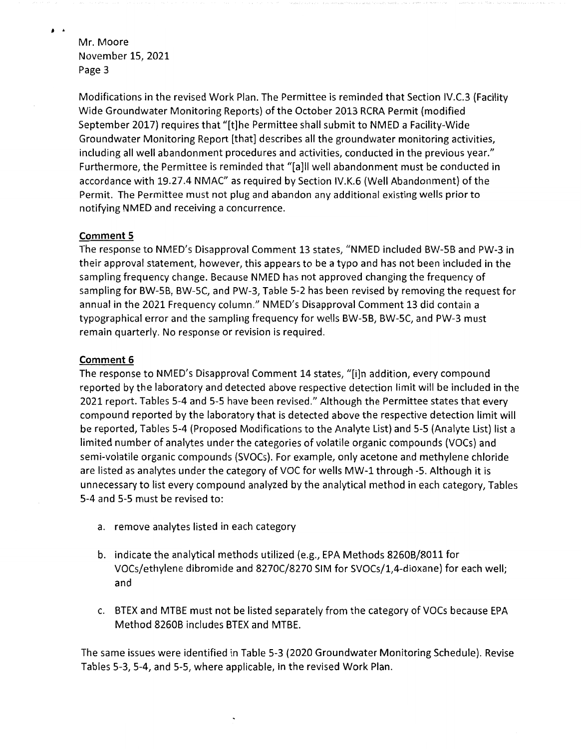Modifications in the revised Work Plan. The Permittee is reminded that Section IV.C.3 (Facility Wide Groundwater Monitoring Reports) of the October 2013 RCRA Permit (modified September 2017) requires that "[t]he Permittee shall submit to NMED a Facility-Wide Groundwater Monitoring Report [that] describes all the groundwater monitoring activities, including all well abandonment procedures and activities, conducted in the previous year." Furthermore, the Permittee is reminded that "[a]ll well abandonment must be conducted in accordance with 19.27.4 NMAC" as required by Section IV.K.6 (Well Abandonment) of the Permit. The Permittee must not plug and abandon any additional existing wells prior to notifying NMED and receiving a concurrence.

**Comment 5**

The response to NMED's Disapproval Comment 13 states, "NMED included BW-5B and PW-3 in their approval statement, however, this appears to be a typo and has not been included in the sampling frequency change. Because NMED has not approved changing the frequency of sampling for BW-5B, BW-5C, and PW-3, Table 5-2 has been revised by removing the request for annual in the 2021 Frequency column." NMED's Disapproval Comment 13 did contain a typographical error and the sampling frequency for wells BW-5B, BW-5C, and PW-3 must remain quarterly. No response or revision is required.

**Comment 6**

The response to NMED's Disapproval Comment 14 states, "[i]n addition, every compound reported by the laboratory and detected above respective detection limit will be included in the 2021 report. Tables 5-4 and 5-5 have been revised." Although the Permittee states that every compound reported by the laboratory that is detected above the respective detection limit will be reported, Tables 5-4 (Proposed Modifications to the Analyte List) and 5-5 (Analyte List) list a limited number of analytes under the categories of volatile organic compounds (VOCs) and semi-volatile organic compounds (SVOCs). For example, only acetone and methylene chloride are listed as analytes under the category of VOC for wells MW-1 through -5. Although it is unnecessary to list every compound analyzed by the analytical method in each category, Tables 5-4 and 5-5 must be revised to:

a. remove analytes listed in each category

b. indicate the analytical methods utilized (e.g., EPA Methods 8260B/8011 for VOCs/ethylene dibromide and 8270C/8270 SIM for SVOCs/1,4-dioxane) for each well; and

c. BTEX and MTBE must not be listed separately from the category of VOCs because EPA Method 8260B includes BTEX and MTBE.

The same issues were identified in Table 5-3 (2020 Groundwater Monitoring Schedule). Revise Tables 5-3, 5-4, and 5-5, where applicable, in the revised Work Plan.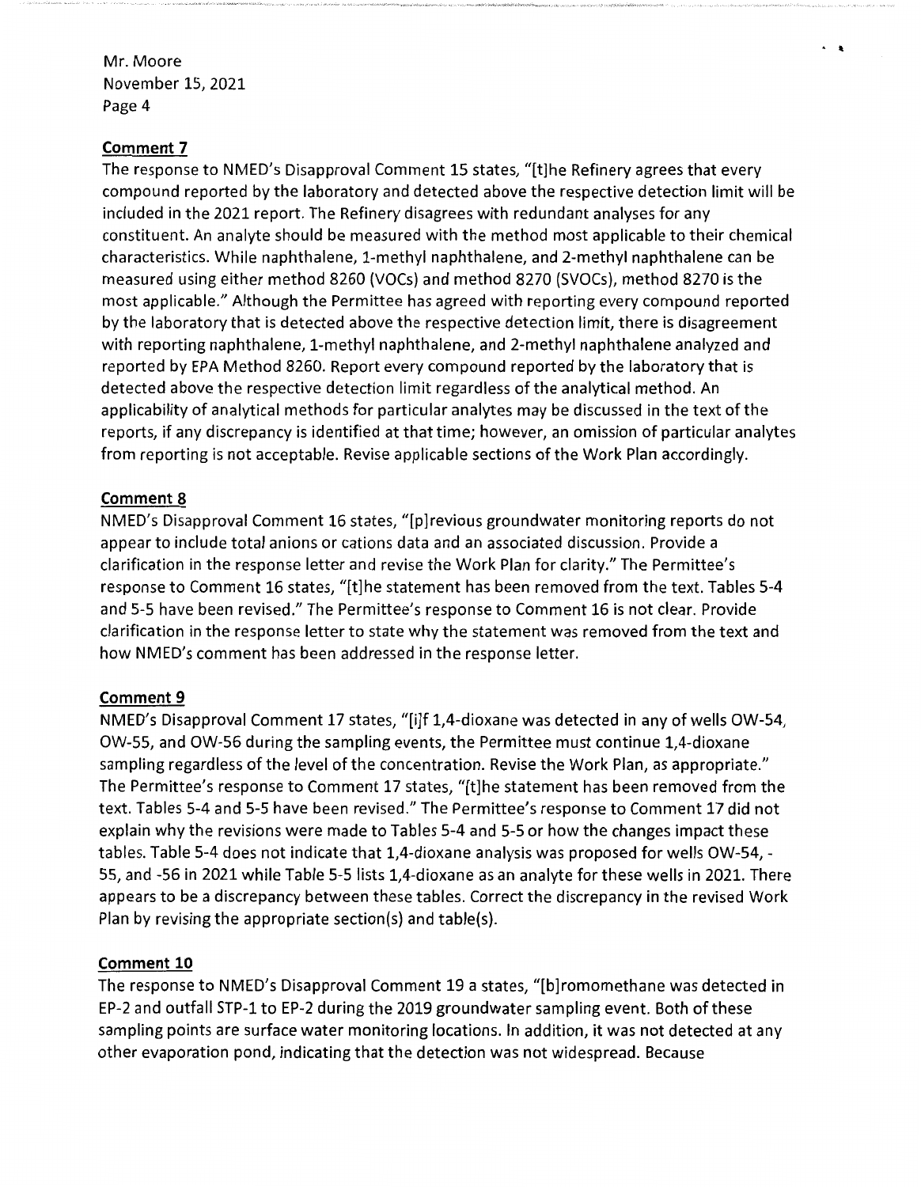**Comment 7**

The response to NMED's Disapproval Comment 15 states, "[t]he Refinery agrees that every compound reported by the laboratory and detected above the respective detection limit will be included in the 2021 report. The Refinery disagrees with redundant analyses for any constituent. An analyte should be measured with the method most applicable to their chemical characteristics. While naphthalene, 1-methyl naphthalene, and 2-methyl naphthalene can be measured using either method 8260 (VOCs) and method 8270 (SVOCs), method 8270 is the most applicable." Although the Permittee has agreed with reporting every compound reported by the laboratory that is detected above the respective detection limit, there is disagreement with reporting naphthalene, 1-methyl naphthalene, and 2-methyl naphthalene analyzed and reported by EPA Method 8260. Report every compound reported by the laboratory that is detected above the respective detection limit regardless of the analytical method. An applicability of analytical methods for particular analytes may be discussed in the text of the reports, if any discrepancy is identified at that time; however, an omission of particular analytes from reporting is not acceptable. Revise applicable sections of the Work Plan accordingly.

**Comment 8**

NMED's Disapproval Comment 16 states, "[p]revious groundwater monitoring reports do not appear to include total anions or cations data and an associated discussion. Provide a clarification in the response letter and revise the Work Plan for clarity." The Permittee's response to Comment 16 states, "[t]he statement has been removed from the text. Tables 5-4 and 5-5 have been revised." The Permittee's response to Comment 16 is not clear. Provide clarification in the response letter to state why the statement was removed from the text and how NMED's comment has been addressed in the response letter.

**Comment 9**

NMED's Disapproval Comment 17 states, "[i]f 1,4-dioxane was detected in any of wells OW-54, OW-55, and OW-56 during the sampling events, the Permittee must continue 1,4-dioxane sampling regardless of the level of the concentration. Revise the Work Plan, as appropriate." The Permittee's response to Comment 17 states, "[t]he statement has been removed from the text. Tables 5-4 and 5-5 have been revised." The Permittee's response to Comment 17 did not explain why the revisions were made to Tables 5-4 and 5-5 or how the changes impact these tables. Table 5-4 does not indicate that 1,4-dioxane analysis was proposed for wells OW-54, -55, and -56 in 2021 while Table 5-5 lists 1,4-dioxane as an analyte for these wells in 2021. There appears to be a discrepancy between these tables. Correct the discrepancy in the revised Work Plan by revising the appropriate section(s) and table(s).

**Comment 10**

The response to NMED's Disapproval Comment 19 a states, "[b]romomethane was detected in EP-2 and outfall STP-1 to EP-2 during the 2019 groundwater sampling event. Both of these sampling points are surface water monitoring locations. In addition, it was not detected at any other evaporation pond, indicating that the detection was not widespread. Because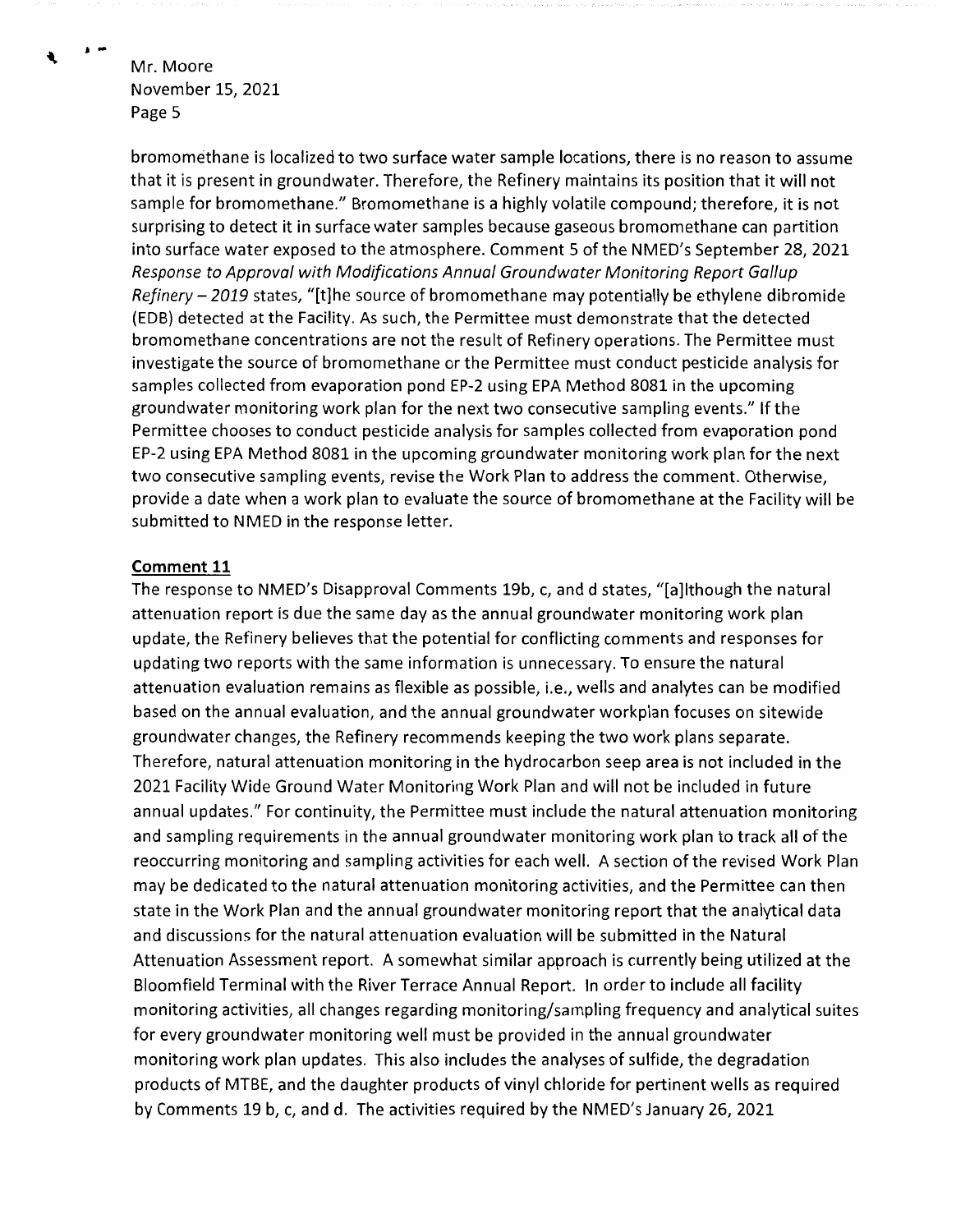bromomethane is localized to two surface water sample locations, there is no reason to assume that it is present in groundwater. Therefore, the Refinery maintains its position that it will not sample for bromomethane." Bromomethane is a highly volatile compound; therefore, it is not surprising to detect it in surface water samples because gaseous bromomethane can partition into surface water exposed to the atmosphere. Comment 5 of the NMED's September 28, 2021 *Response to Approval with Modifications Annual Groundwater Monitoring Report Gallup Refinery – 2019* states, "[t]he source of bromomethane may potentially be ethylene dibromide (EDB) detected at the Facility. As such, the Permittee must demonstrate that the detected bromomethane concentrations are not the result of Refinery operations. The Permittee must investigate the source of bromomethane or the Permittee must conduct pesticide analysis for samples collected from evaporation pond EP-2 using EPA Method 8081 in the upcoming groundwater monitoring work plan for the next two consecutive sampling events." If the Permittee chooses to conduct pesticide analysis for samples collected from evaporation pond EP-2 using EPA Method 8081 in the upcoming groundwater monitoring work plan for the next two consecutive sampling events, revise the Work Plan to address the comment. Otherwise, provide a date when a work plan to evaluate the source of bromomethane at the Facility will be submitted to NMED in the response letter.

**Comment 11**

The response to NMED's Disapproval Comments 19b, c, and d states, "[a]lthough the natural attenuation report is due the same day as the annual groundwater monitoring work plan update, the Refinery believes that the potential for conflicting comments and responses for updating two reports with the same information is unnecessary. To ensure the natural attenuation evaluation remains as flexible as possible, i.e., wells and analytes can be modified based on the annual evaluation, and the annual groundwater workplan focuses on sitewide groundwater changes, the Refinery recommends keeping the two work plans separate. Therefore, natural attenuation monitoring in the hydrocarbon seep area is not included in the 2021 Facility Wide Ground Water Monitoring Work Plan and will not be included in future annual updates." For continuity, the Permittee must include the natural attenuation monitoring and sampling requirements in the annual groundwater monitoring work plan to track all of the reoccurring monitoring and sampling activities for each well. A section of the revised Work Plan may be dedicated to the natural attenuation monitoring activities, and the Permittee can then state in the Work Plan and the annual groundwater monitoring report that the analytical data and discussions for the natural attenuation evaluation will be submitted in the Natural Attenuation Assessment report. A somewhat similar approach is currently being utilized at the Bloomfield Terminal with the River Terrace Annual Report. In order to include all facility monitoring activities, all changes regarding monitoring/sampling frequency and analytical suites for every groundwater monitoring well must be provided in the annual groundwater monitoring work plan updates. This also includes the analyses of sulfide, the degradation products of MTBE, and the daughter products of vinyl chloride for pertinent wells as required by Comments 19 b, c, and d. The activities required by the NMED's January 26, 2021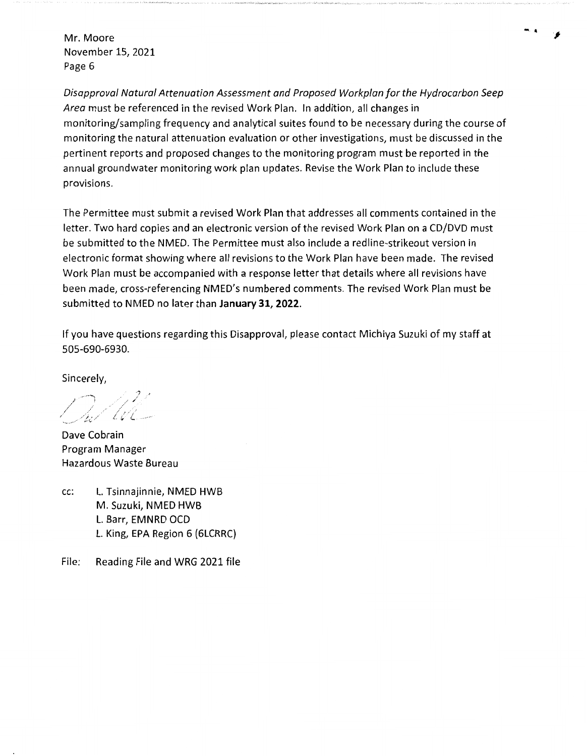*Disapproval Natural Attenuation Assessment and Proposed Workplan for the Hydrocarbon Seep Area* must be referenced in the revised Work Plan. In addition, all changes in monitoring/sampling frequency and analytical suites found to be necessary during the course of monitoring the natural attenuation evaluation or other investigations, must be discussed in the pertinent reports and proposed changes to the monitoring program must be reported in the annual groundwater monitoring work plan updates. Revise the Work Plan to include these provisions.

The Permittee must submit a revised Work Plan that addresses all comments contained in the letter. Two hard copies and an electronic version of the revised Work Plan on a CD/DVD must be submitted to the NMED. The Permittee must also include a redline-strikeout version in electronic format showing where all revisions to the Work Plan have been made. The revised Work Plan must be accompanied with a response letter that details where all revisions have been made, cross-referencing NMED's numbered comments. The revised Work Plan must be submitted to NMED no later than **January 31, 2022.**

If you have questions regarding this Disapproval, please contact Michiya Suzuki of my staff at 505-690-6930.

Sincerely,

Dave Cobrain
Program Manager
Hazardous Waste Bureau

cc: L. Tsinnajinnie, NMED HWB
M. Suzuki, NMED HWB
L. Barr, EMNRD OCD
L. King, EPA Region 6 (6LCRRC)

File: Reading File and WRG 2021 file